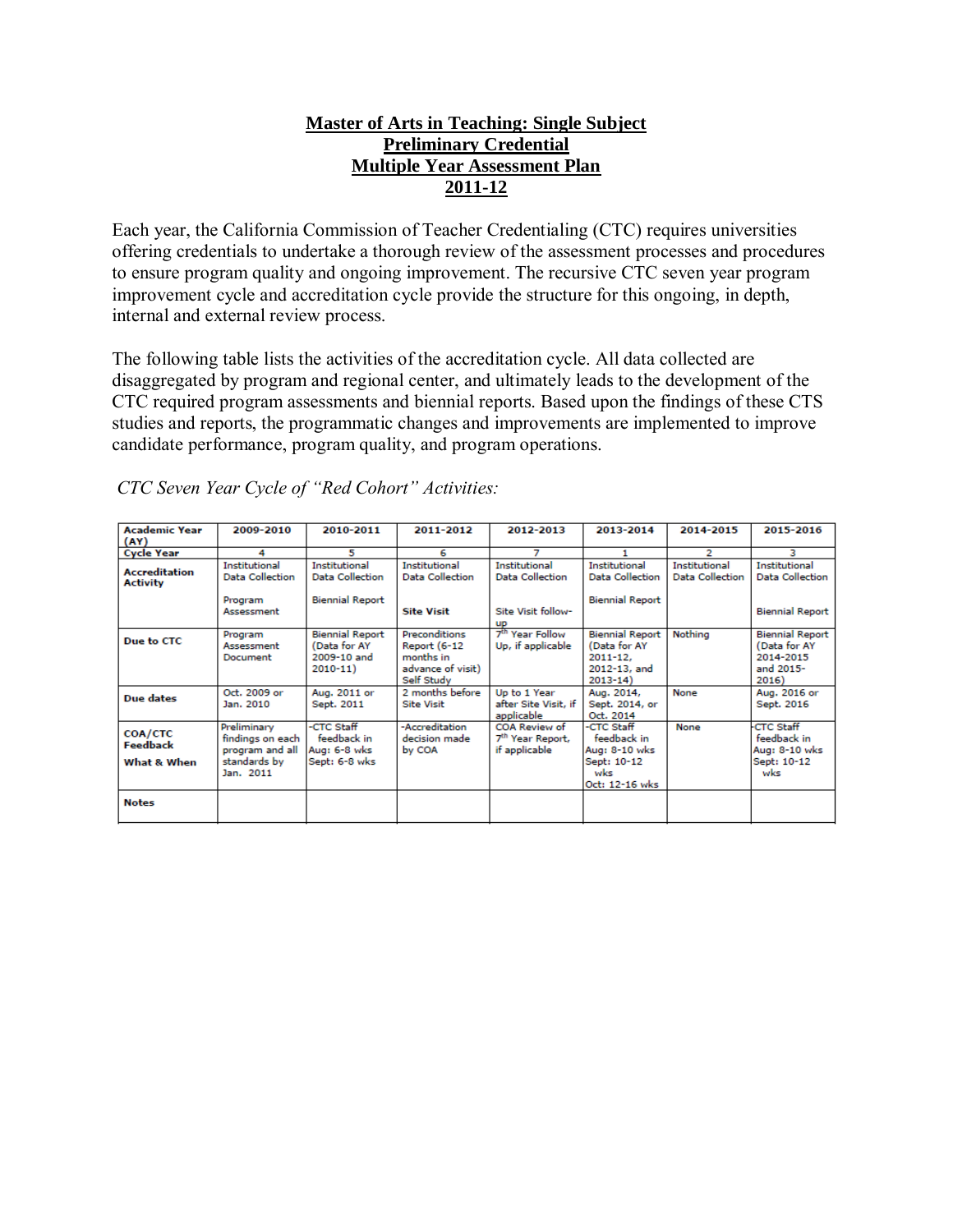# Master of Arts in Teaching: Single Subject Preliminary Credential Multiple Year Assessment Plan 2011-12

Each year, the California Commission of Teacher Credentialing (CTC) requires universities offering credentials to undertake a thorough review of the assessment processes and procedures to ensure program quality and ongoing improvement. The recursive CTC seven year program improvement cycle and accreditation cycle provide the structure for this ongoing, in depth, internal and external review process.

The following table lists the activities of the accreditation cycle. All data collected are disaggregated by program and regional center, and ultimately leads to the development of the CTC required program assessments and biennial reports. Based upon the findings of these CTS studies and reports, the programmatic changes and improvements are implemented to improve candidate performance, program quality, and program operations.

*CTC Seven Year Cycle of "Red Cohort" Activities:*

| **Academic Year (AY)** | **2009-2010** | **2010-2011** | **2011-2012** | **2012-2013** | **2013-2014** | **2014-2015** | **2015-2016** |
|---|---|---|---|---|---|---|---|
| **Cycle Year** | 4 | 5 | 6 | 7 | 1 | 2 | 3 |
| **Accreditation Activity** | Institutional Data Collection<br><br>Program Assessment | Institutional Data Collection<br><br>Biennial Report | Institutional Data Collection<br><br>**Site Visit** | Institutional Data Collection<br><br>Site Visit follow-up | Institutional Data Collection<br><br>Biennial Report | Institutional Data Collection | Institutional Data Collection<br><br>Biennial Report |
| **Due to CTC** | Program Assessment Document | Biennial Report (Data for AY 2009-10 and 2010-11) | Preconditions Report (6-12 months in advance of visit) Self Study | 7th Year Follow Up, if applicable | Biennial Report (Data for AY 2011-12, 2012-13, and 2013-14) | Nothing | Biennial Report (Data for AY 2014-2015 and 2015-2016) |
| **Due dates** | Oct. 2009 or Jan. 2010 | Aug. 2011 or Sept. 2011 | 2 months before Site Visit | Up to 1 Year after Site Visit, if applicable | Aug. 2014, Sept. 2014, or Oct. 2014 | None | Aug. 2016 or Sept. 2016 |
| **COA/CTC Feedback**<br>**What & When** | Preliminary findings on each program and all standards by Jan. 2011 | -CTC Staff feedback in Aug: 6-8 wks Sept: 6-8 wks | -Accreditation decision made by COA | COA Review of 7th Year Report, if applicable | -CTC Staff feedback in Aug: 8-10 wks Sept: 10-12 wks Oct: 12-16 wks | None | -CTC Staff feedback in Aug: 8-10 wks Sept: 10-12 wks |
| **Notes** | | | | | | | |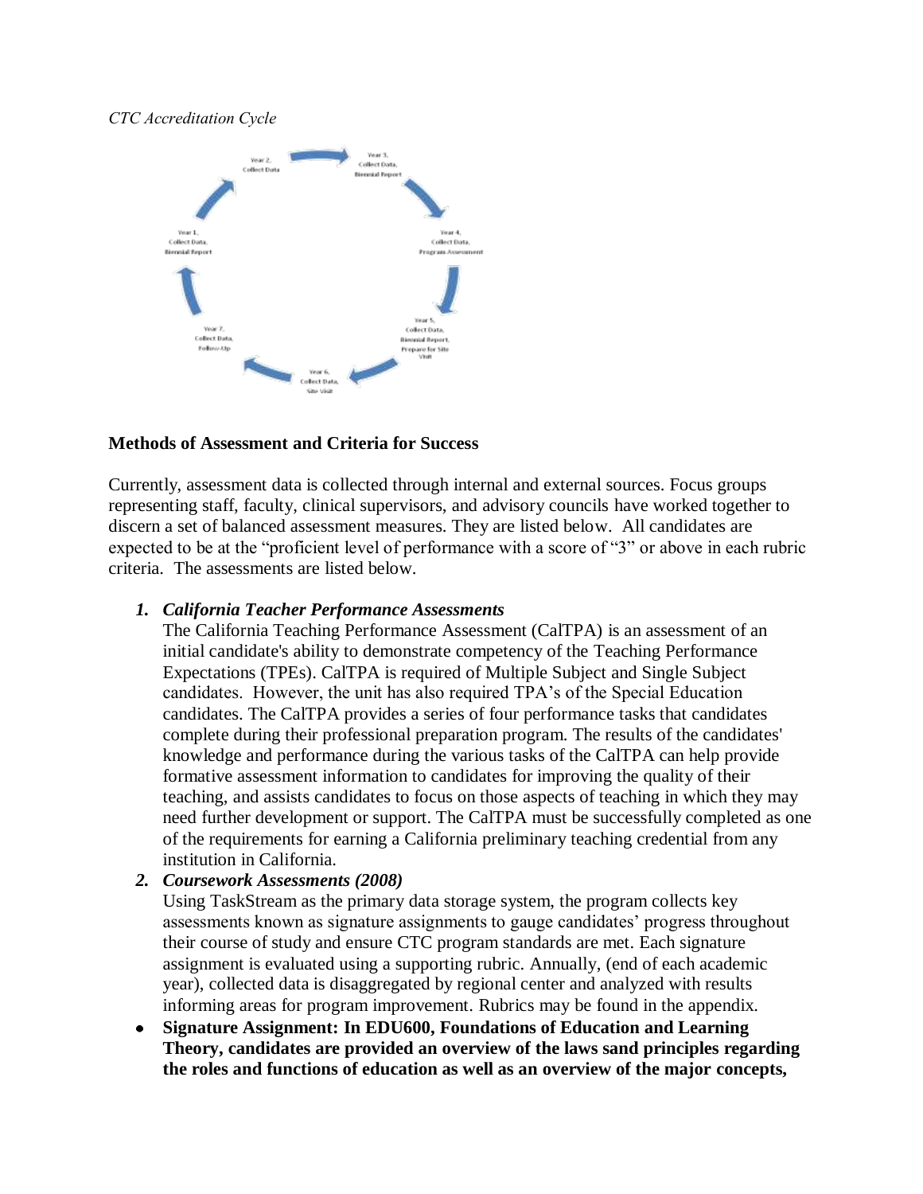*CTC Accreditation Cycle*

- Year 1, Collect Data, Biennial Report
- Year 2, Collect Data
- Year 3, Collect Data, Biennial Report
- Year 4, Collect Data, Program Assessment
- Year 5, Collect Data, Biennial Report, Prepare for Site Visit
- Year 6, Collect Data, Site Visit
- Year 7, Collect Data, Follow-Up

**Methods of Assessment and Criteria for Success**

Currently, assessment data is collected through internal and external sources. Focus groups representing staff, faculty, clinical supervisors, and advisory councils have worked together to discern a set of balanced assessment measures. They are listed below. All candidates are expected to be at the "proficient level of performance with a score of "3" or above in each rubric criteria. The assessments are listed below.

1. ***California Teacher Performance Assessments***
   The California Teaching Performance Assessment (CalTPA) is an assessment of an initial candidate's ability to demonstrate competency of the Teaching Performance Expectations (TPEs). CalTPA is required of Multiple Subject and Single Subject candidates. However, the unit has also required TPA's of the Special Education candidates. The CalTPA provides a series of four performance tasks that candidates complete during their professional preparation program. The results of the candidates' knowledge and performance during the various tasks of the CalTPA can help provide formative assessment information to candidates for improving the quality of their teaching, and assists candidates to focus on those aspects of teaching in which they may need further development or support. The CalTPA must be successfully completed as one of the requirements for earning a California preliminary teaching credential from any institution in California.
2. ***Coursework Assessments (2008)***
   Using TaskStream as the primary data storage system, the program collects key assessments known as signature assignments to gauge candidates' progress throughout their course of study and ensure CTC program standards are met. Each signature assignment is evaluated using a supporting rubric. Annually, (end of each academic year), collected data is disaggregated by regional center and analyzed with results informing areas for program improvement. Rubrics may be found in the appendix.

- **Signature Assignment: In EDU600, Foundations of Education and Learning Theory, candidates are provided an overview of the laws sand principles regarding the roles and functions of education as well as an overview of the major concepts,**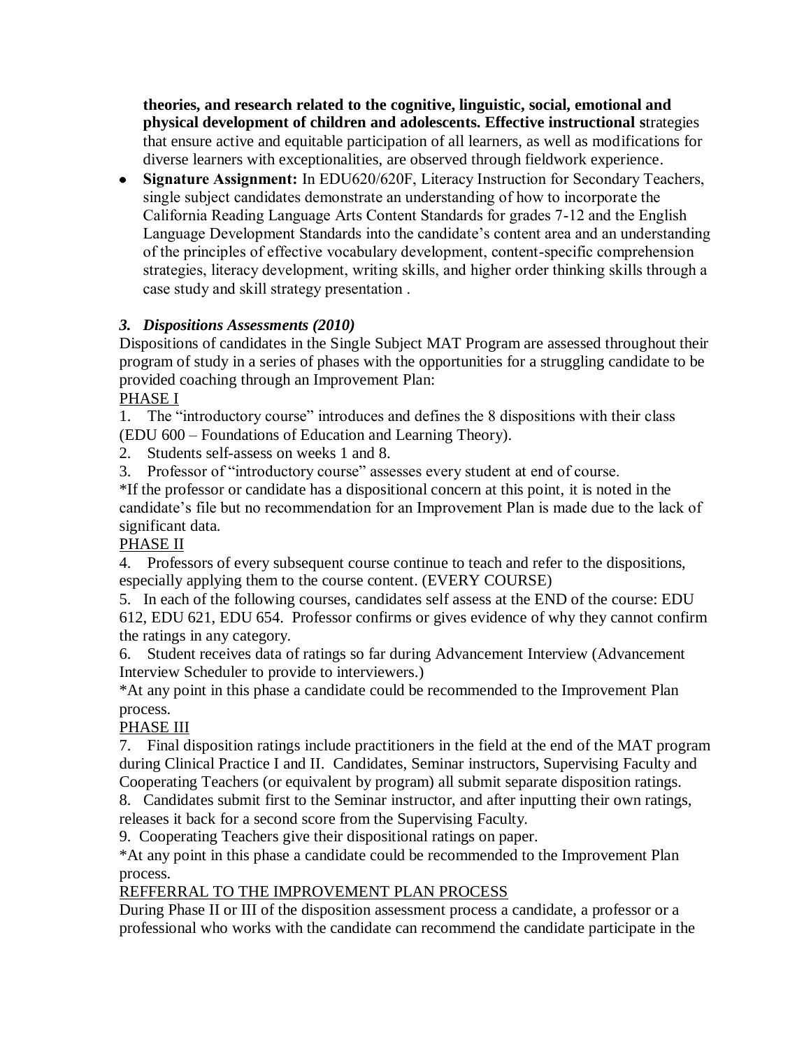**theories, and research related to the cognitive, linguistic, social, emotional and physical development of children and adolescents. Effective instructional s**trategies that ensure active and equitable participation of all learners, as well as modifications for diverse learners with exceptionalities, are observed through fieldwork experience.

- **Signature Assignment:** In EDU620/620F, Literacy Instruction for Secondary Teachers, single subject candidates demonstrate an understanding of how to incorporate the California Reading Language Arts Content Standards for grades 7-12 and the English Language Development Standards into the candidate's content area and an understanding of the principles of effective vocabulary development, content-specific comprehension strategies, literacy development, writing skills, and higher order thinking skills through a case study and skill strategy presentation .

### *3. Dispositions Assessments (2010)*

Dispositions of candidates in the Single Subject MAT Program are assessed throughout their program of study in a series of phases with the opportunities for a struggling candidate to be provided coaching through an Improvement Plan:

<u>PHASE I</u>

1. The "introductory course" introduces and defines the 8 dispositions with their class (EDU 600 – Foundations of Education and Learning Theory).
2. Students self-assess on weeks 1 and 8.
3. Professor of "introductory course" assesses every student at end of course.

*If the professor or candidate has a dispositional concern at this point, it is noted in the candidate's file but no recommendation for an Improvement Plan is made due to the lack of significant data.

<u>PHASE II</u>

4. Professors of every subsequent course continue to teach and refer to the dispositions, especially applying them to the course content. (EVERY COURSE)
5. In each of the following courses, candidates self assess at the END of the course: EDU 612, EDU 621, EDU 654. Professor confirms or gives evidence of why they cannot confirm the ratings in any category.
6. Student receives data of ratings so far during Advancement Interview (Advancement Interview Scheduler to provide to interviewers.)

*At any point in this phase a candidate could be recommended to the Improvement Plan process.

<u>PHASE III</u>

7. Final disposition ratings include practitioners in the field at the end of the MAT program during Clinical Practice I and II. Candidates, Seminar instructors, Supervising Faculty and Cooperating Teachers (or equivalent by program) all submit separate disposition ratings.
8. Candidates submit first to the Seminar instructor, and after inputting their own ratings, releases it back for a second score from the Supervising Faculty.
9. Cooperating Teachers give their dispositional ratings on paper.

*At any point in this phase a candidate could be recommended to the Improvement Plan process.

<u>REFFERRAL TO THE IMPROVEMENT PLAN PROCESS</u>

During Phase II or III of the disposition assessment process a candidate, a professor or a professional who works with the candidate can recommend the candidate participate in the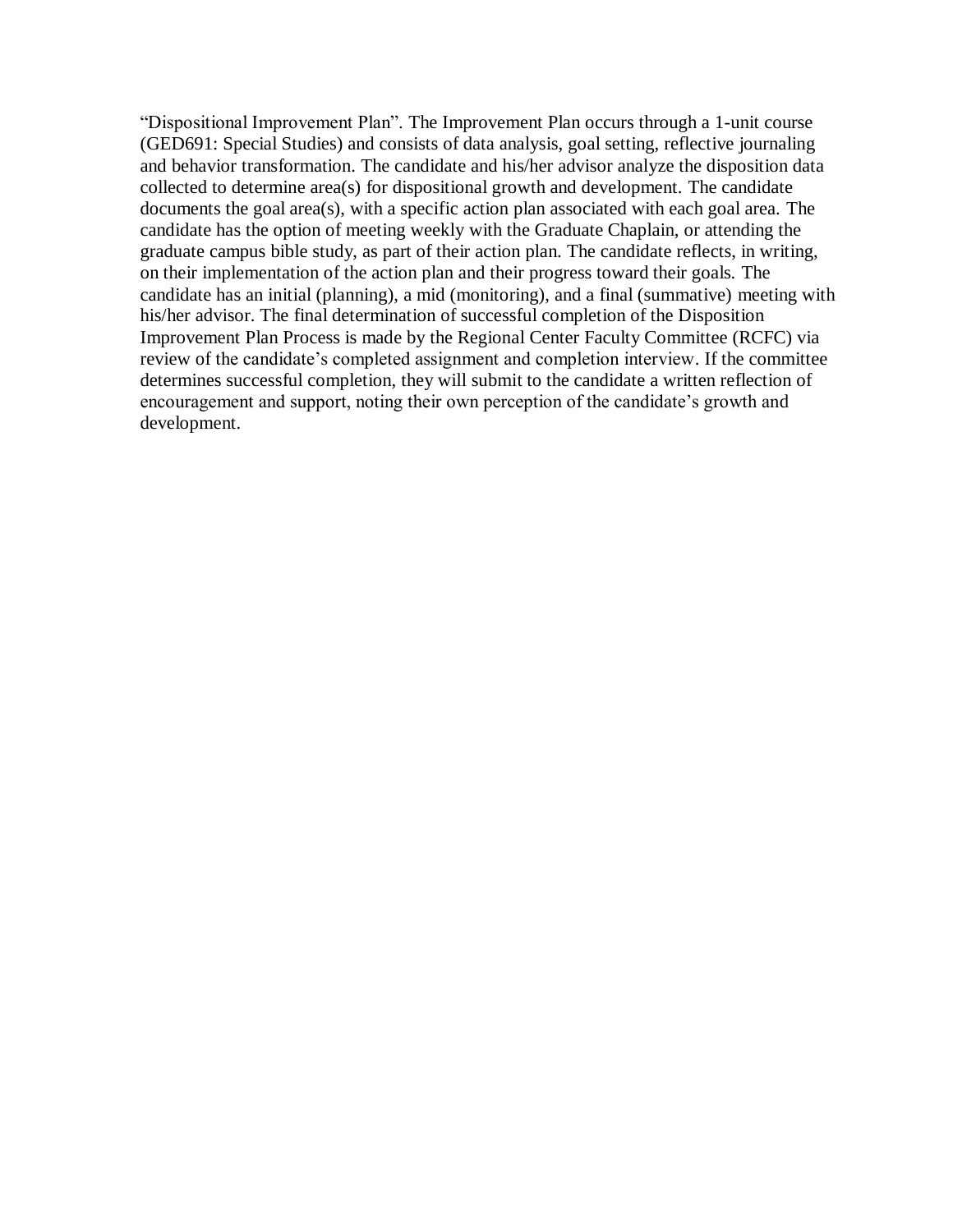“Dispositional Improvement Plan”. The Improvement Plan occurs through a 1-unit course (GED691: Special Studies) and consists of data analysis, goal setting, reflective journaling and behavior transformation. The candidate and his/her advisor analyze the disposition data collected to determine area(s) for dispositional growth and development. The candidate documents the goal area(s), with a specific action plan associated with each goal area. The candidate has the option of meeting weekly with the Graduate Chaplain, or attending the graduate campus bible study, as part of their action plan. The candidate reflects, in writing, on their implementation of the action plan and their progress toward their goals. The candidate has an initial (planning), a mid (monitoring), and a final (summative) meeting with his/her advisor. The final determination of successful completion of the Disposition Improvement Plan Process is made by the Regional Center Faculty Committee (RCFC) via review of the candidate’s completed assignment and completion interview. If the committee determines successful completion, they will submit to the candidate a written reflection of encouragement and support, noting their own perception of the candidate’s growth and development.